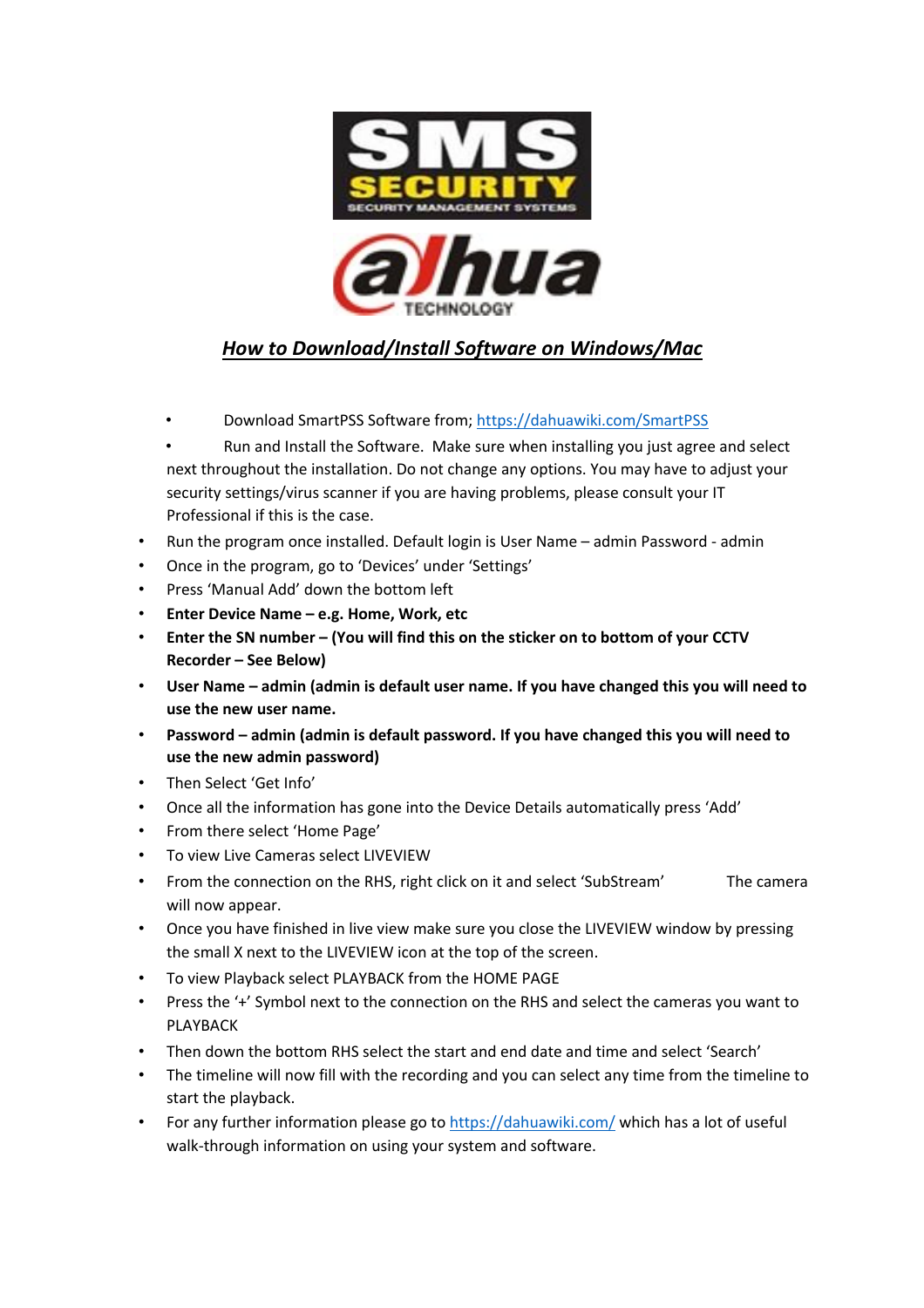# *How to Download/Install Software on Windows/Mac*

- Download SmartPSS Software from; [https://dahuawiki.com/SmartPSS](https://dahuawiki.com/SmartPSS)
- Run and Install the Software. Make sure when installing you just agree and select next throughout the installation. Do not change any options. You may have to adjust your security settings/virus scanner if you are having problems, please consult your IT Professional if this is the case.
- Run the program once installed. Default login is User Name – admin Password - admin
- Once in the program, go to 'Devices' under 'Settings'
- Press 'Manual Add' down the bottom left
- **Enter Device Name – e.g. Home, Work, etc**
- **Enter the SN number – (You will find this on the sticker on to bottom of your CCTV Recorder – See Below)**
- **User Name – admin (admin is default user name. If you have changed this you will need to use the new user name.**
- **Password – admin (admin is default password. If you have changed this you will need to use the new admin password)**
- Then Select 'Get Info'
- Once all the information has gone into the Device Details automatically press 'Add'
- From there select 'Home Page'
- To view Live Cameras select LIVEVIEW
- From the connection on the RHS, right click on it and select 'SubStream' The camera will now appear.
- Once you have finished in live view make sure you close the LIVEVIEW window by pressing the small X next to the LIVEVIEW icon at the top of the screen.
- To view Playback select PLAYBACK from the HOME PAGE
- Press the '+' Symbol next to the connection on the RHS and select the cameras you want to PLAYBACK
- Then down the bottom RHS select the start and end date and time and select 'Search'
- The timeline will now fill with the recording and you can select any time from the timeline to start the playback.
- For any further information please go to [https://dahuawiki.com/](https://dahuawiki.com/) which has a lot of useful walk-through information on using your system and software.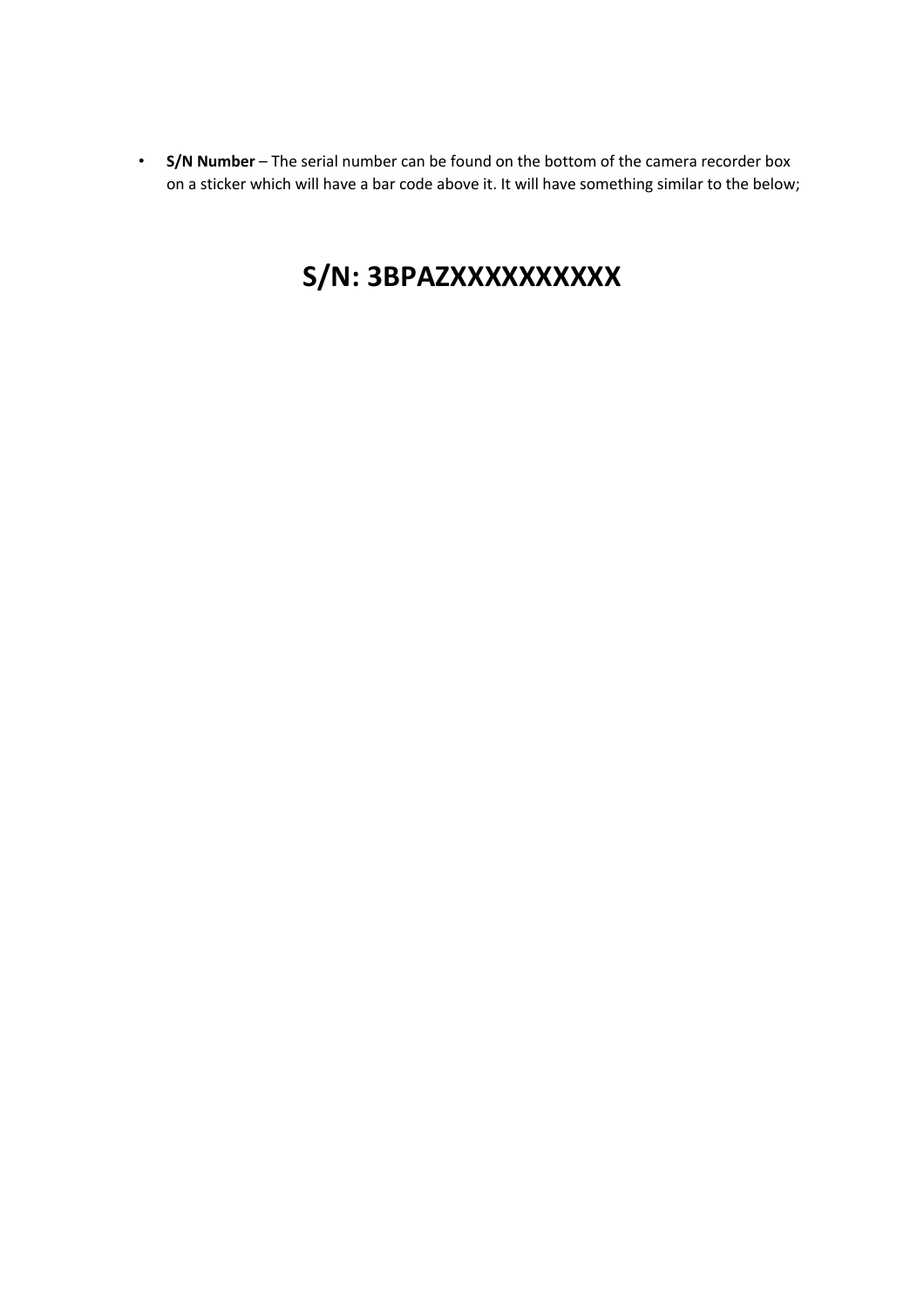- **S/N Number** – The serial number can be found on the bottom of the camera recorder box on a sticker which will have a bar code above it. It will have something similar to the below;

**S/N: 3BPAZXXXXXXXXXX**